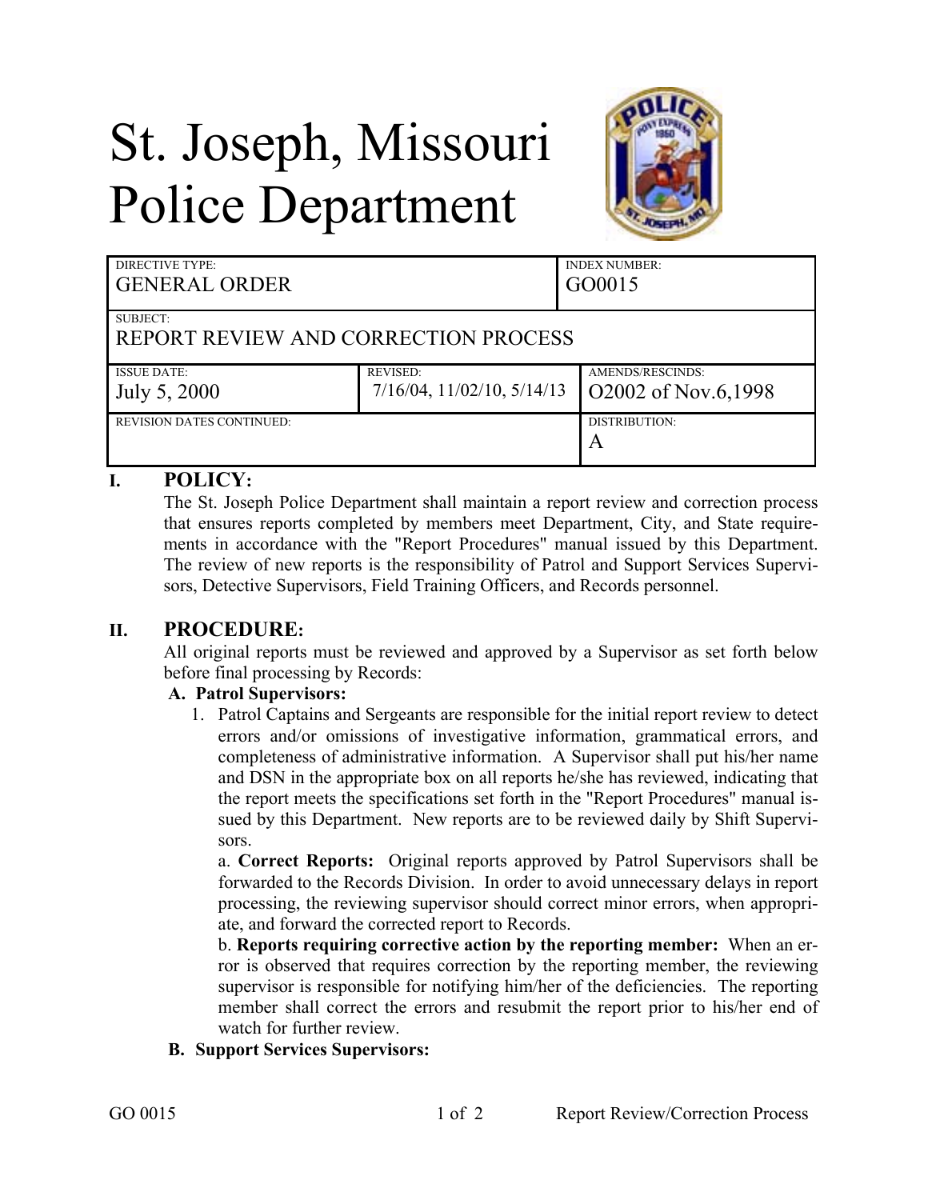# St. Joseph, Missouri Police Department

| DIRECTIVE TYPE: GENERAL ORDER | | INDEX NUMBER: GO0015 |
|---|---|---|
| SUBJECT: REPORT REVIEW AND CORRECTION PROCESS | | |
| ISSUE DATE: July 5, 2000 | REVISED: 7/16/04, 11/02/10, 5/14/13 | AMENDS/RESCINDS: O2002 of Nov.6,1998 |
| REVISION DATES CONTINUED: | | DISTRIBUTION: A |

## I. POLICY:

The St. Joseph Police Department shall maintain a report review and correction process that ensures reports completed by members meet Department, City, and State requirements in accordance with the "Report Procedures" manual issued by this Department. The review of new reports is the responsibility of Patrol and Support Services Supervisors, Detective Supervisors, Field Training Officers, and Records personnel.

## II. PROCEDURE:

All original reports must be reviewed and approved by a Supervisor as set forth below before final processing by Records:

### A. Patrol Supervisors:

1. Patrol Captains and Sergeants are responsible for the initial report review to detect errors and/or omissions of investigative information, grammatical errors, and completeness of administrative information. A Supervisor shall put his/her name and DSN in the appropriate box on all reports he/she has reviewed, indicating that the report meets the specifications set forth in the "Report Procedures" manual issued by this Department. New reports are to be reviewed daily by Shift Supervisors.

   a. **Correct Reports:** Original reports approved by Patrol Supervisors shall be forwarded to the Records Division. In order to avoid unnecessary delays in report processing, the reviewing supervisor should correct minor errors, when appropriate, and forward the corrected report to Records.

   b. **Reports requiring corrective action by the reporting member:** When an error is observed that requires correction by the reporting member, the reviewing supervisor is responsible for notifying him/her of the deficiencies. The reporting member shall correct the errors and resubmit the report prior to his/her end of watch for further review.

### B. Support Services Supervisors: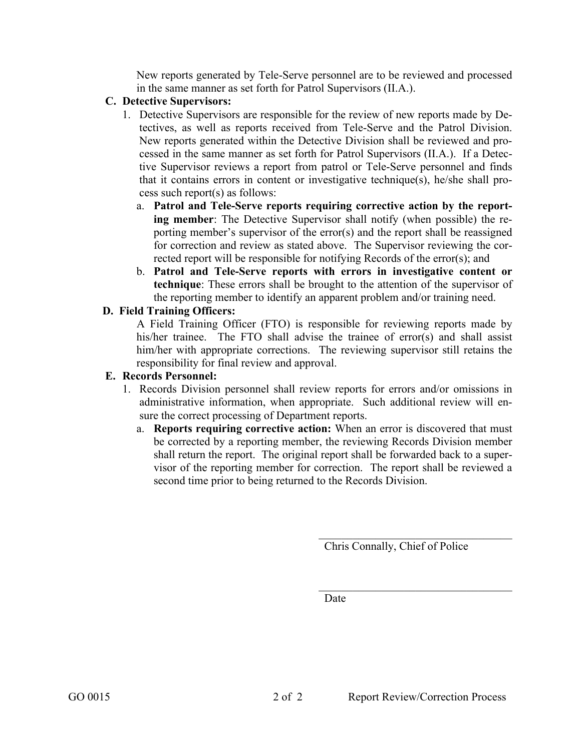New reports generated by Tele-Serve personnel are to be reviewed and processed in the same manner as set forth for Patrol Supervisors (II.A.).

**C. Detective Supervisors:**

1. Detective Supervisors are responsible for the review of new reports made by Detectives, as well as reports received from Tele-Serve and the Patrol Division. New reports generated within the Detective Division shall be reviewed and processed in the same manner as set forth for Patrol Supervisors (II.A.). If a Detective Supervisor reviews a report from patrol or Tele-Serve personnel and finds that it contains errors in content or investigative technique(s), he/she shall process such report(s) as follows:
   a. **Patrol and Tele-Serve reports requiring corrective action by the reporting member**: The Detective Supervisor shall notify (when possible) the reporting member's supervisor of the error(s) and the report shall be reassigned for correction and review as stated above. The Supervisor reviewing the corrected report will be responsible for notifying Records of the error(s); and
   b. **Patrol and Tele-Serve reports with errors in investigative content or technique**: These errors shall be brought to the attention of the supervisor of the reporting member to identify an apparent problem and/or training need.

**D. Field Training Officers:**

A Field Training Officer (FTO) is responsible for reviewing reports made by his/her trainee. The FTO shall advise the trainee of error(s) and shall assist him/her with appropriate corrections. The reviewing supervisor still retains the responsibility for final review and approval.

**E. Records Personnel:**

1. Records Division personnel shall review reports for errors and/or omissions in administrative information, when appropriate. Such additional review will ensure the correct processing of Department reports.
   a. **Reports requiring corrective action:** When an error is discovered that must be corrected by a reporting member, the reviewing Records Division member shall return the report. The original report shall be forwarded back to a supervisor of the reporting member for correction. The report shall be reviewed a second time prior to being returned to the Records Division.

\_\_\_\_\_\_\_\_\_\_\_\_\_\_\_\_\_\_\_\_\_\_\_\_\_\_\_\_\_\_\_\_
Chris Connally, Chief of Police

\_\_\_\_\_\_\_\_\_\_\_\_\_\_\_\_\_\_\_\_\_\_\_\_\_\_\_\_\_\_\_\_
Date